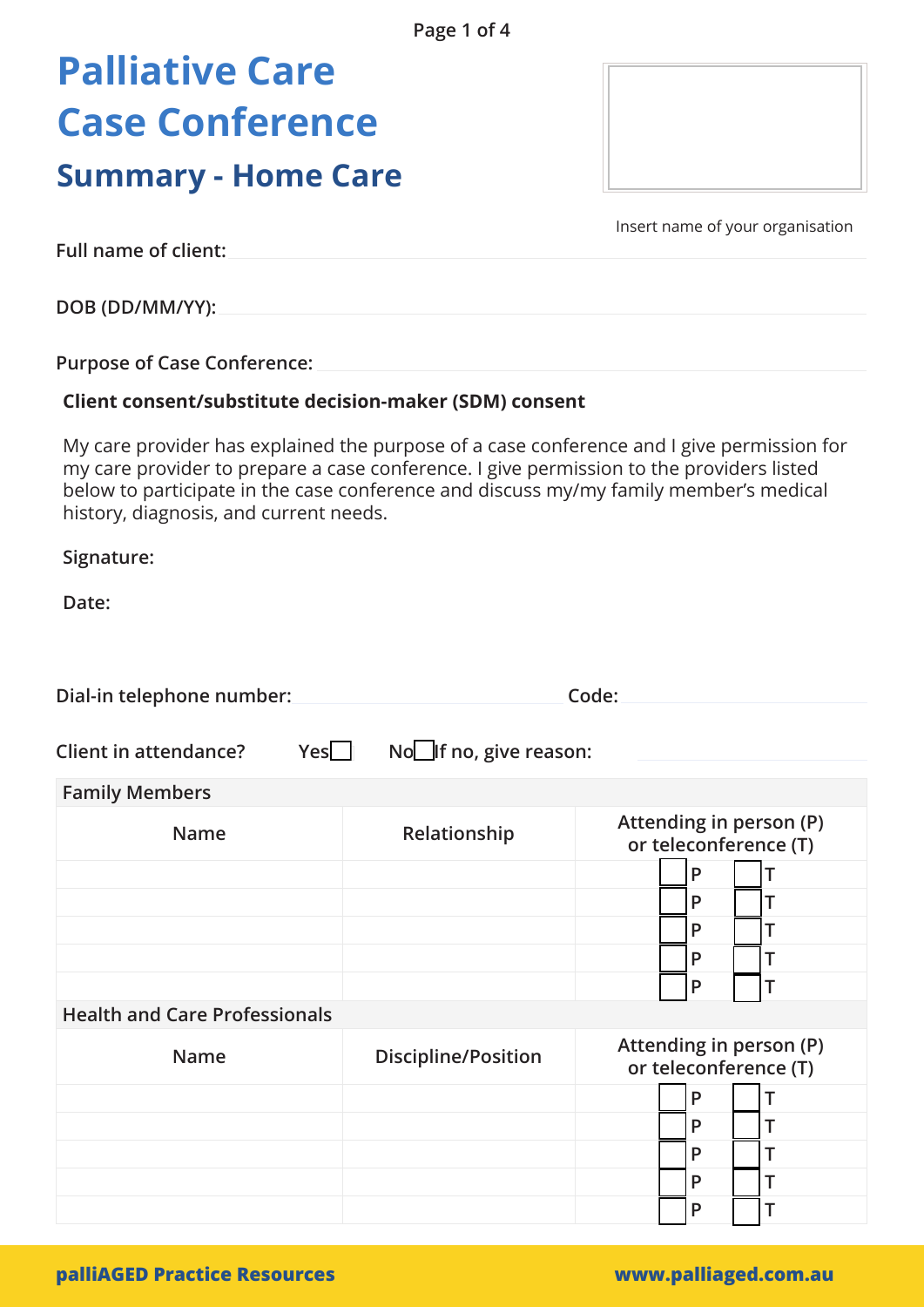# Palliative Care Case Conference

## Summary - Home Care

Insert name of your organisation

**Full name of client:**

**DOB (DD/MM/YY):**

**Purpose of Case Conference:**

**Client consent/substitute decision-maker (SDM) consent**

My care provider has explained the purpose of a case conference and I give permission for my care provider to prepare a case conference. I give permission to the providers listed below to participate in the case conference and discuss my/my family member's medical history, diagnosis, and current needs.

**Signature:**

**Date:**

**Dial-in telephone number:** **Code:**

**Client in attendance?** Yes ☐ No ☐ **If no, give reason:**

| Family Members | | |
|---|---|---|
| **Name** | **Relationship** | **Attending in person (P) or teleconference (T)** |
| | | ☐ P ☐ T |
| | | ☐ P ☐ T |
| | | ☐ P ☐ T |
| | | ☐ P ☐ T |
| | | ☐ P ☐ T |

| Health and Care Professionals | | |
|---|---|---|
| **Name** | **Discipline/Position** | **Attending in person (P) or teleconference (T)** |
| | | ☐ P ☐ T |
| | | ☐ P ☐ T |
| | | ☐ P ☐ T |
| | | ☐ P ☐ T |
| | | ☐ P ☐ T |

**palliAGED Practice Resources** **www.palliaged.com.au**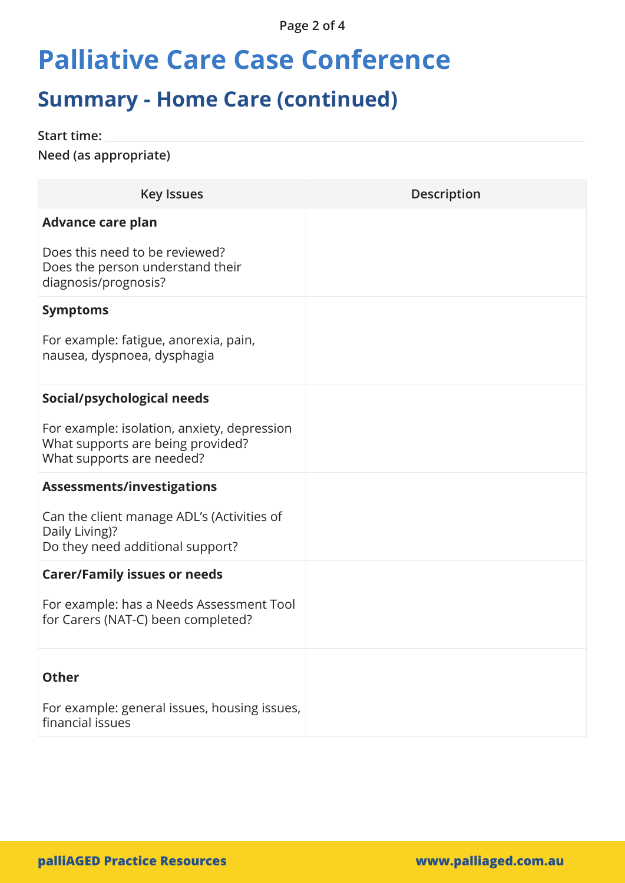# Palliative Care Case Conference

## Summary - Home Care (continued)

**Start time:**

**Need (as appropriate)**

| Key Issues | Description |
|---|---|
| **Advance care plan**<br><br>Does this need to be reviewed?<br>Does the person understand their diagnosis/prognosis? | |
| **Symptoms**<br><br>For example: fatigue, anorexia, pain, nausea, dyspnoea, dysphagia | |
| **Social/psychological needs**<br><br>For example: isolation, anxiety, depression<br>What supports are being provided?<br>What supports are needed? | |
| **Assessments/investigations**<br><br>Can the client manage ADL's (Activities of Daily Living)?<br>Do they need additional support? | |
| **Carer/Family issues or needs**<br><br>For example: has a Needs Assessment Tool for Carers (NAT-C) been completed? | |
| **Other**<br><br>For example: general issues, housing issues, financial issues | |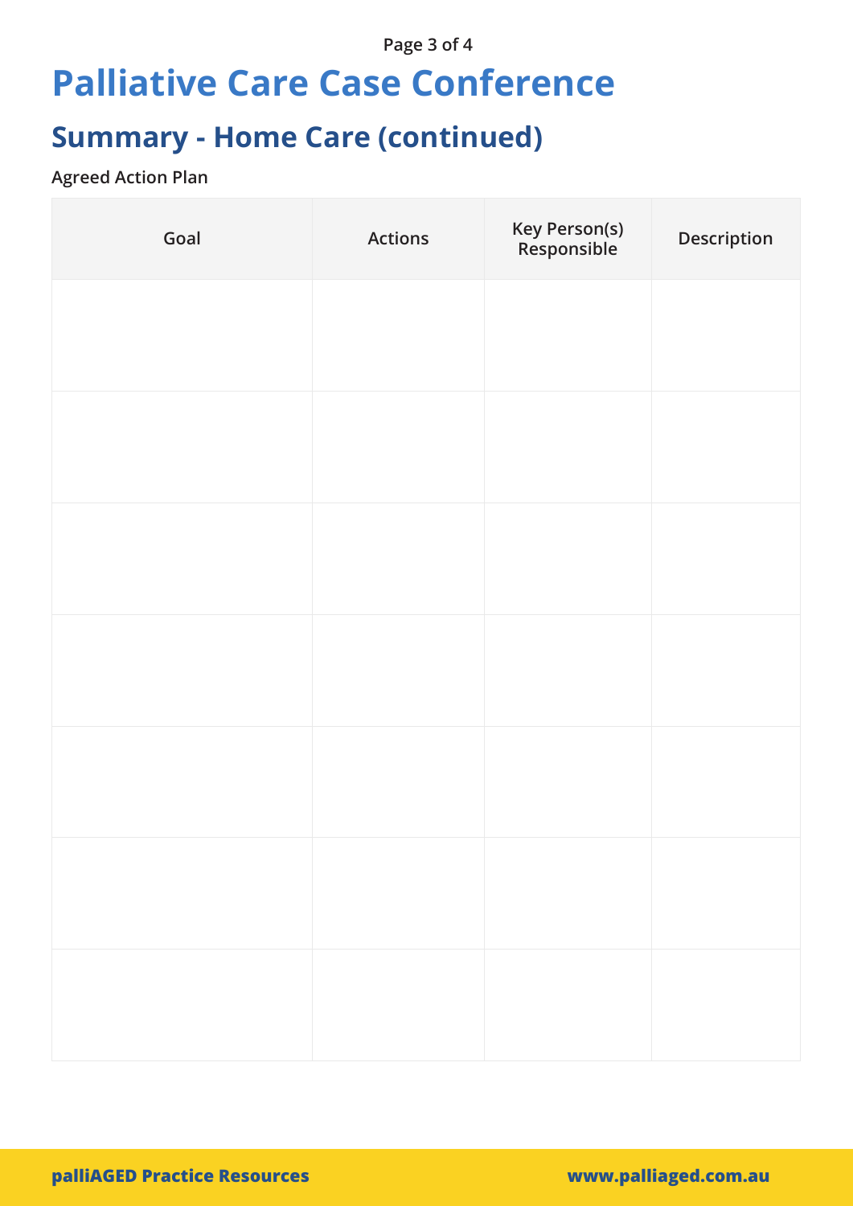# Palliative Care Case Conference

## Summary - Home Care (continued)

**Agreed Action Plan**

| Goal | Actions | Key Person(s) Responsible | Description |
|---|---|---|---|
| | | | |
| | | | |
| | | | |
| | | | |
| | | | |
| | | | |
| | | | |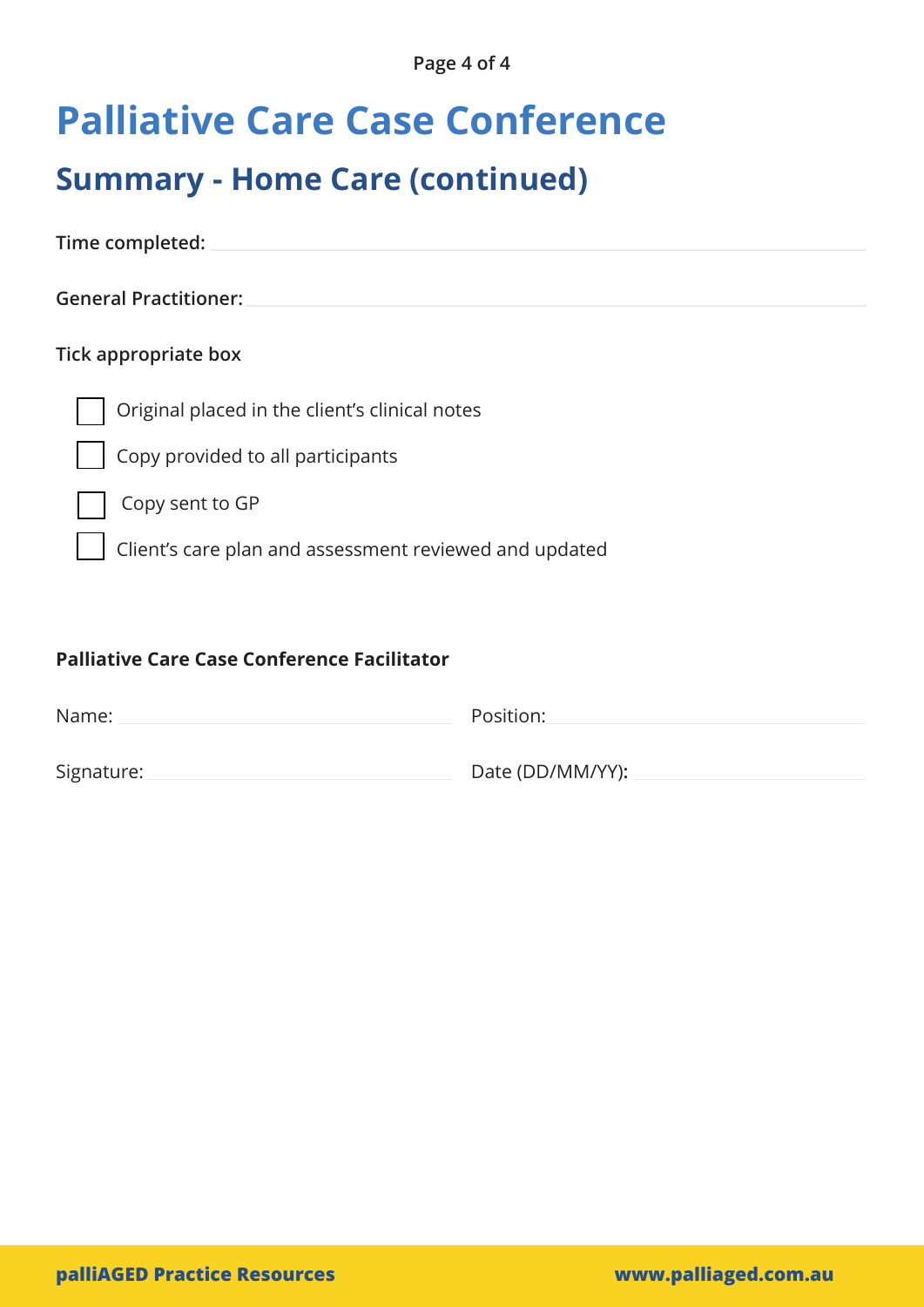# Palliative Care Case Conference

## Summary - Home Care (continued)

**Time completed:** ____________________

**General Practitioner:** ____________________

**Tick appropriate box**

- [ ] Original placed in the client's clinical notes
- [ ] Copy provided to all participants
- [ ] Copy sent to GP
- [ ] Client's care plan and assessment reviewed and updated

**Palliative Care Case Conference Facilitator**

Name: ____________________ Position: ____________________

Signature: ____________________ Date (DD/MM/YY): ____________________

**palliAGED Practice Resources** **www.palliaged.com.au**